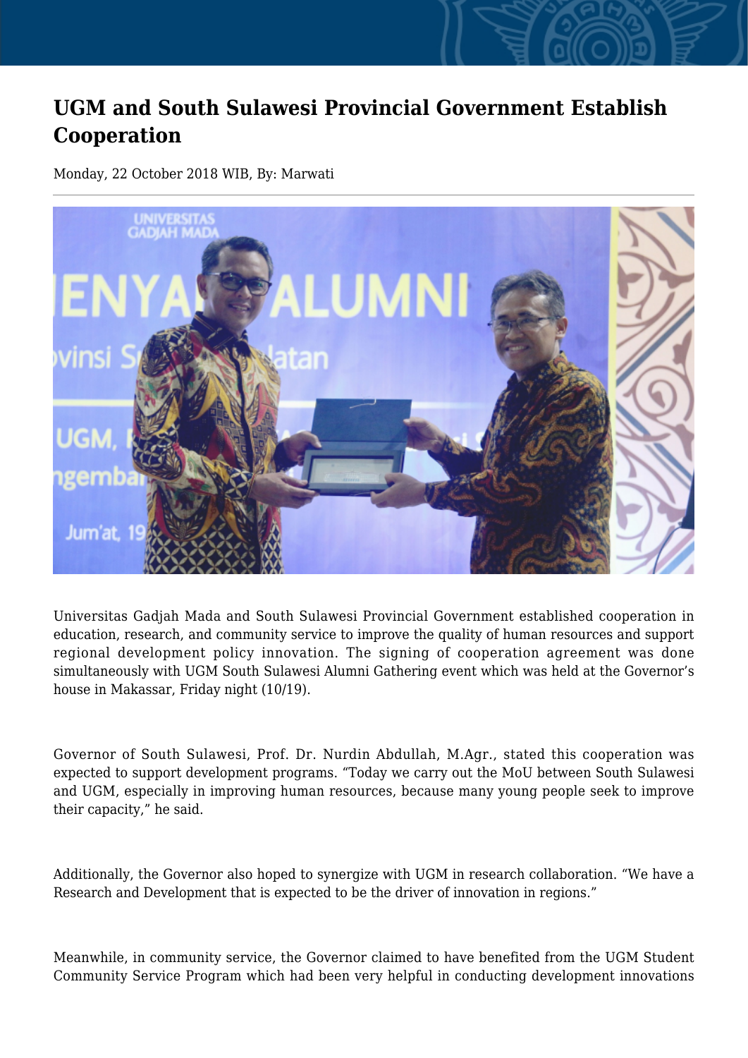# UGM and South Sulawesi Provincial Government Establish Cooperation

Monday, 22 October 2018 WIB, By: Marwati

Universitas Gadjah Mada and South Sulawesi Provincial Government established cooperation in education, research, and community service to improve the quality of human resources and support regional development policy innovation. The signing of cooperation agreement was done simultaneously with UGM South Sulawesi Alumni Gathering event which was held at the Governor's house in Makassar, Friday night (10/19).

Governor of South Sulawesi, Prof. Dr. Nurdin Abdullah, M.Agr., stated this cooperation was expected to support development programs. "Today we carry out the MoU between South Sulawesi and UGM, especially in improving human resources, because many young people seek to improve their capacity," he said.

Additionally, the Governor also hoped to synergize with UGM in research collaboration. "We have a Research and Development that is expected to be the driver of innovation in regions."

Meanwhile, in community service, the Governor claimed to have benefited from the UGM Student Community Service Program which had been very helpful in conducting development innovations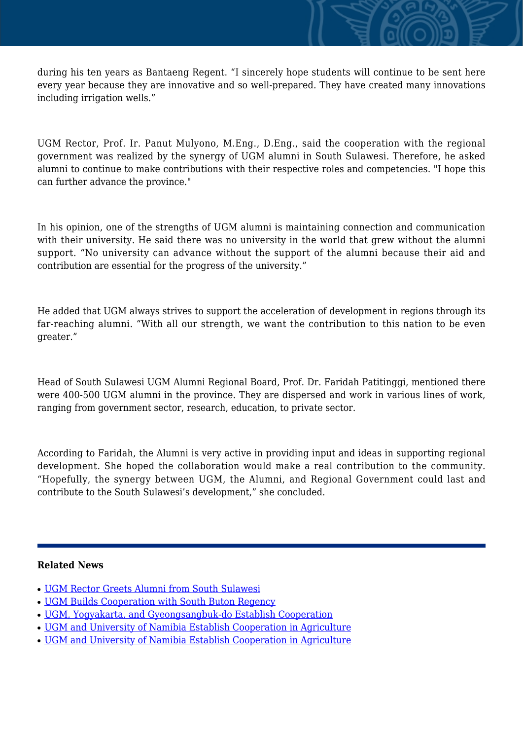during his ten years as Bantaeng Regent. “I sincerely hope students will continue to be sent here every year because they are innovative and so well-prepared. They have created many innovations including irrigation wells.”

UGM Rector, Prof. Ir. Panut Mulyono, M.Eng., D.Eng., said the cooperation with the regional government was realized by the synergy of UGM alumni in South Sulawesi. Therefore, he asked alumni to continue to make contributions with their respective roles and competencies. "I hope this can further advance the province."

In his opinion, one of the strengths of UGM alumni is maintaining connection and communication with their university. He said there was no university in the world that grew without the alumni support. “No university can advance without the support of the alumni because their aid and contribution are essential for the progress of the university.”

He added that UGM always strives to support the acceleration of development in regions through its far-reaching alumni. “With all our strength, we want the contribution to this nation to be even greater.”

Head of South Sulawesi UGM Alumni Regional Board, Prof. Dr. Faridah Patitinggi, mentioned there were 400-500 UGM alumni in the province. They are dispersed and work in various lines of work, ranging from government sector, research, education, to private sector.

According to Faridah, the Alumni is very active in providing input and ideas in supporting regional development. She hoped the collaboration would make a real contribution to the community. “Hopefully, the synergy between UGM, the Alumni, and Regional Government could last and contribute to the South Sulawesi’s development,” she concluded.

---

**Related News**

- UGM Rector Greets Alumni from South Sulawesi
- UGM Builds Cooperation with South Buton Regency
- UGM, Yogyakarta, and Gyeongsangbuk-do Establish Cooperation
- UGM and University of Namibia Establish Cooperation in Agriculture
- UGM and University of Namibia Establish Cooperation in Agriculture